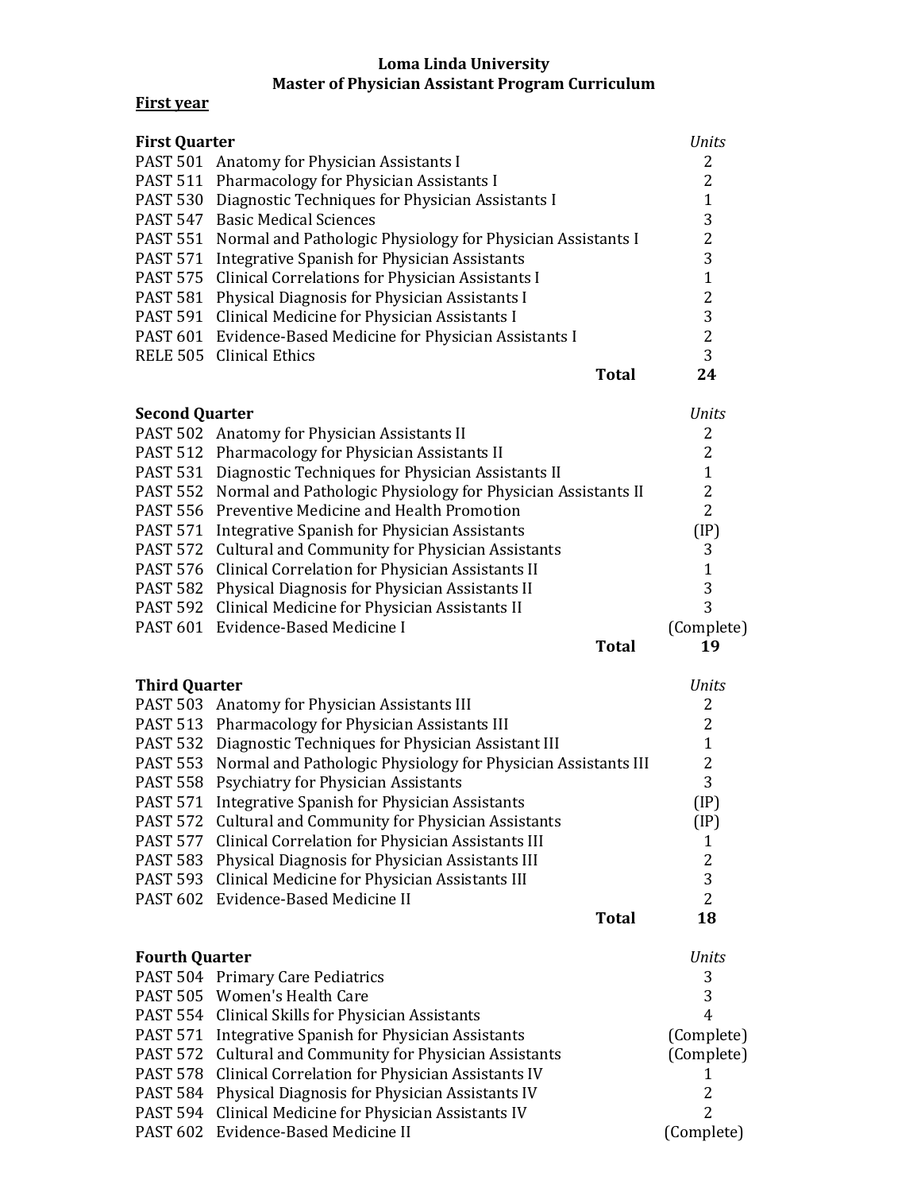# Loma Linda University
## Master of Physician Assistant Program Curriculum

**First year**

### First Quarter

| Course | Title | *Units* |
|---|---|---|
| PAST 501 | Anatomy for Physician Assistants I | 2 |
| PAST 511 | Pharmacology for Physician Assistants I | 2 |
| PAST 530 | Diagnostic Techniques for Physician Assistants I | 1 |
| PAST 547 | Basic Medical Sciences | 3 |
| PAST 551 | Normal and Pathologic Physiology for Physician Assistants I | 2 |
| PAST 571 | Integrative Spanish for Physician Assistants | 3 |
| PAST 575 | Clinical Correlations for Physician Assistants I | 1 |
| PAST 581 | Physical Diagnosis for Physician Assistants I | 2 |
| PAST 591 | Clinical Medicine for Physician Assistants I | 3 |
| PAST 601 | Evidence-Based Medicine for Physician Assistants I | 2 |
| RELE 505 | Clinical Ethics | 3 |
| | **Total** | **24** |

### Second Quarter

| Course | Title | *Units* |
|---|---|---|
| PAST 502 | Anatomy for Physician Assistants II | 2 |
| PAST 512 | Pharmacology for Physician Assistants II | 2 |
| PAST 531 | Diagnostic Techniques for Physician Assistants II | 1 |
| PAST 552 | Normal and Pathologic Physiology for Physician Assistants II | 2 |
| PAST 556 | Preventive Medicine and Health Promotion | 2 |
| PAST 571 | Integrative Spanish for Physician Assistants | (IP) |
| PAST 572 | Cultural and Community for Physician Assistants | 3 |
| PAST 576 | Clinical Correlation for Physician Assistants II | 1 |
| PAST 582 | Physical Diagnosis for Physician Assistants II | 3 |
| PAST 592 | Clinical Medicine for Physician Assistants II | 3 |
| PAST 601 | Evidence-Based Medicine I | (Complete) |
| | **Total** | **19** |

### Third Quarter

| Course | Title | *Units* |
|---|---|---|
| PAST 503 | Anatomy for Physician Assistants III | 2 |
| PAST 513 | Pharmacology for Physician Assistants III | 2 |
| PAST 532 | Diagnostic Techniques for Physician Assistant III | 1 |
| PAST 553 | Normal and Pathologic Physiology for Physician Assistants III | 2 |
| PAST 558 | Psychiatry for Physician Assistants | 3 |
| PAST 571 | Integrative Spanish for Physician Assistants | (IP) |
| PAST 572 | Cultural and Community for Physician Assistants | (IP) |
| PAST 577 | Clinical Correlation for Physician Assistants III | 1 |
| PAST 583 | Physical Diagnosis for Physician Assistants III | 2 |
| PAST 593 | Clinical Medicine for Physician Assistants III | 3 |
| PAST 602 | Evidence-Based Medicine II | 2 |
| | **Total** | **18** |

### Fourth Quarter

| Course | Title | *Units* |
|---|---|---|
| PAST 504 | Primary Care Pediatrics | 3 |
| PAST 505 | Women's Health Care | 3 |
| PAST 554 | Clinical Skills for Physician Assistants | 4 |
| PAST 571 | Integrative Spanish for Physician Assistants | (Complete) |
| PAST 572 | Cultural and Community for Physician Assistants | (Complete) |
| PAST 578 | Clinical Correlation for Physician Assistants IV | 1 |
| PAST 584 | Physical Diagnosis for Physician Assistants IV | 2 |
| PAST 594 | Clinical Medicine for Physician Assistants IV | 2 |
| PAST 602 | Evidence-Based Medicine II | (Complete) |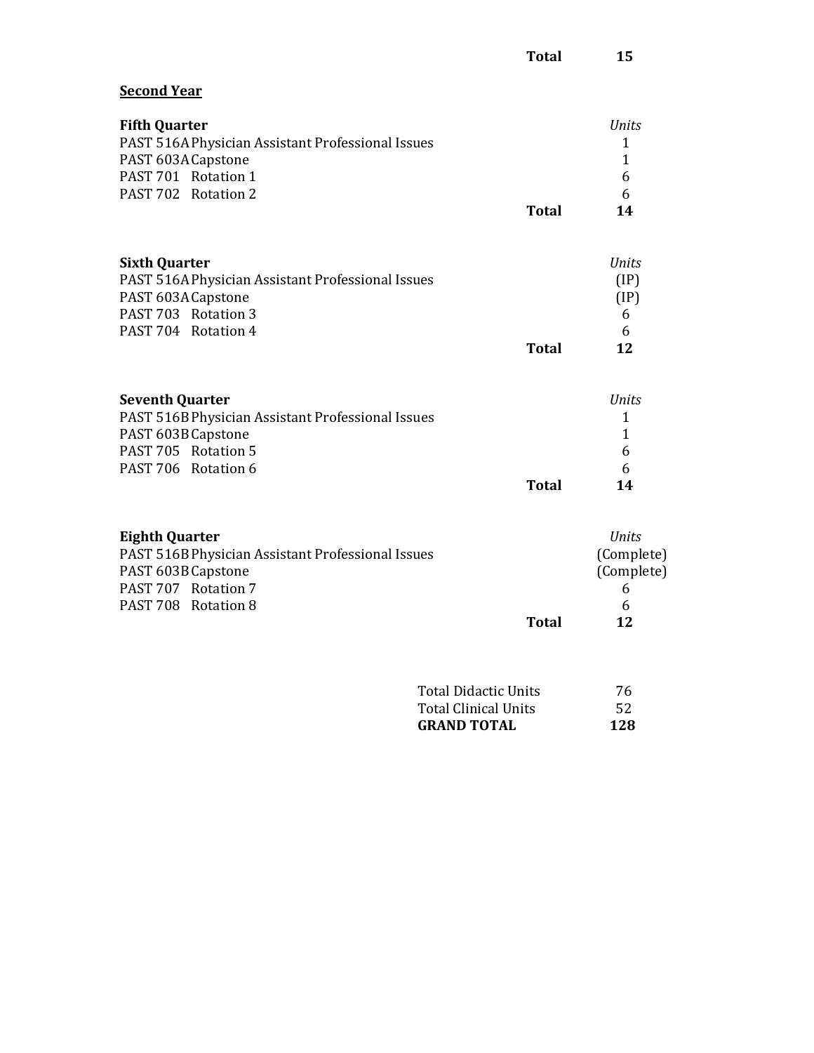| | | |
|---|---|---|
| | **Total** | **15** |

**Second Year**

| **Fifth Quarter** | | *Units* |
|---|---|---|
| PAST 516A Physician Assistant Professional Issues | | 1 |
| PAST 603A Capstone | | 1 |
| PAST 701 Rotation 1 | | 6 |
| PAST 702 Rotation 2 | | 6 |
| | **Total** | **14** |

| **Sixth Quarter** | | *Units* |
|---|---|---|
| PAST 516A Physician Assistant Professional Issues | | (IP) |
| PAST 603A Capstone | | (IP) |
| PAST 703 Rotation 3 | | 6 |
| PAST 704 Rotation 4 | | 6 |
| | **Total** | **12** |

| **Seventh Quarter** | | *Units* |
|---|---|---|
| PAST 516B Physician Assistant Professional Issues | | 1 |
| PAST 603B Capstone | | 1 |
| PAST 705 Rotation 5 | | 6 |
| PAST 706 Rotation 6 | | 6 |
| | **Total** | **14** |

| **Eighth Quarter** | | *Units* |
|---|---|---|
| PAST 516B Physician Assistant Professional Issues | | (Complete) |
| PAST 603B Capstone | | (Complete) |
| PAST 707 Rotation 7 | | 6 |
| PAST 708 Rotation 8 | | 6 |
| | **Total** | **12** |

| | |
|---|---|
| Total Didactic Units | 76 |
| Total Clinical Units | 52 |
| **GRAND TOTAL** | **128** |